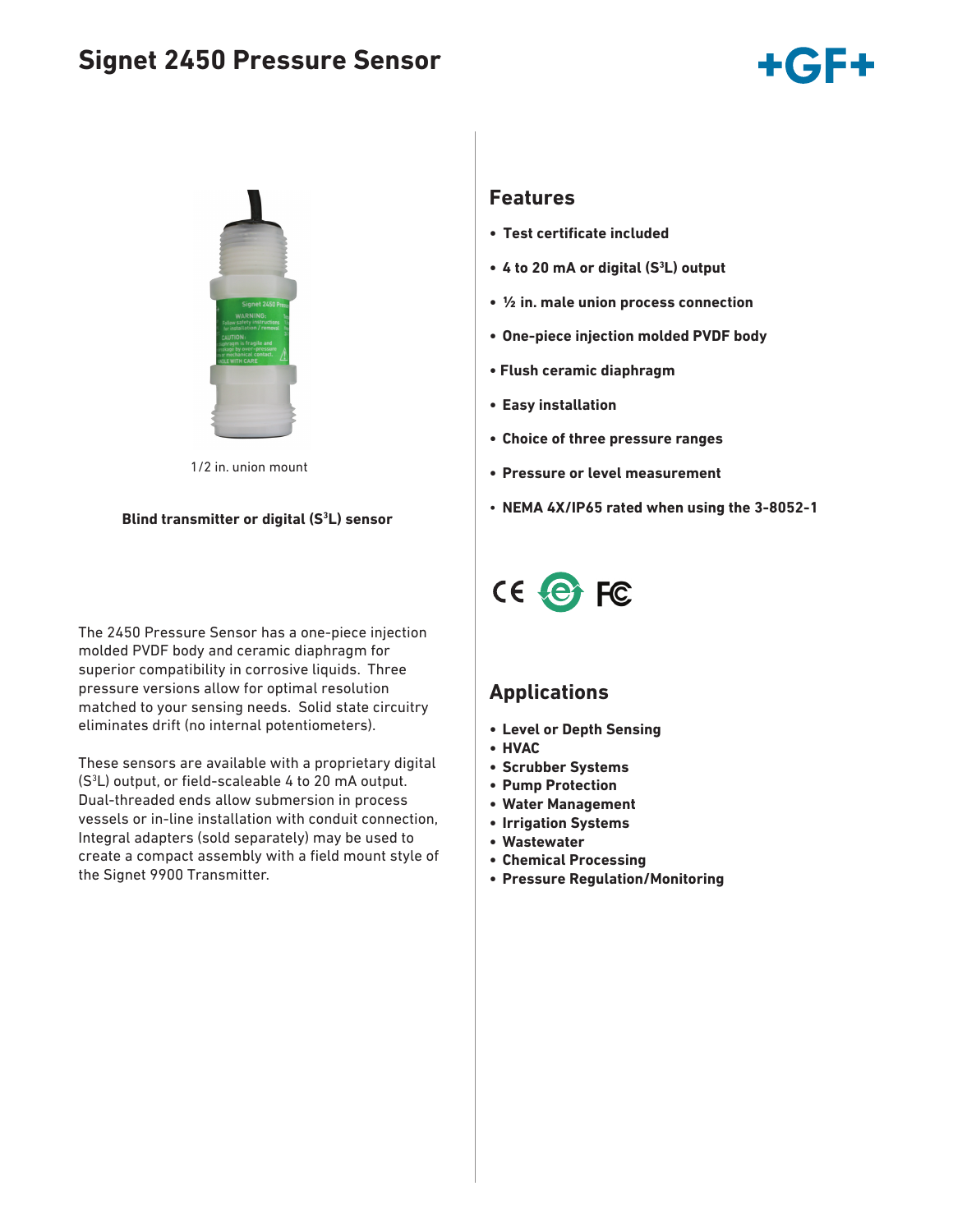# Signet 2450 Pressure Sensor

1/2 in. union mount

**Blind transmitter or digital ($S^3L$) sensor**

The 2450 Pressure Sensor has a one-piece injection molded PVDF body and ceramic diaphragm for superior compatibility in corrosive liquids. Three pressure versions allow for optimal resolution matched to your sensing needs. Solid state circuitry eliminates drift (no internal potentiometers).

These sensors are available with a proprietary digital ($S^3L$) output, or field-scaleable 4 to 20 mA output. Dual-threaded ends allow submersion in process vessels or in-line installation with conduit connection. Integral adapters (sold separately) may be used to create a compact assembly with a field mount style of the Signet 9900 Transmitter.

## Features

- **Test certificate included**
- **4 to 20 mA or digital ($S^3L$) output**
- **½ in. male union process connection**
- **One-piece injection molded PVDF body**
- **Flush ceramic diaphragm**
- **Easy installation**
- **Choice of three pressure ranges**
- **Pressure or level measurement**
- **NEMA 4X/IP65 rated when using the 3-8052-1**

## Applications

- **Level or Depth Sensing**
- **HVAC**
- **Scrubber Systems**
- **Pump Protection**
- **Water Management**
- **Irrigation Systems**
- **Wastewater**
- **Chemical Processing**
- **Pressure Regulation/Monitoring**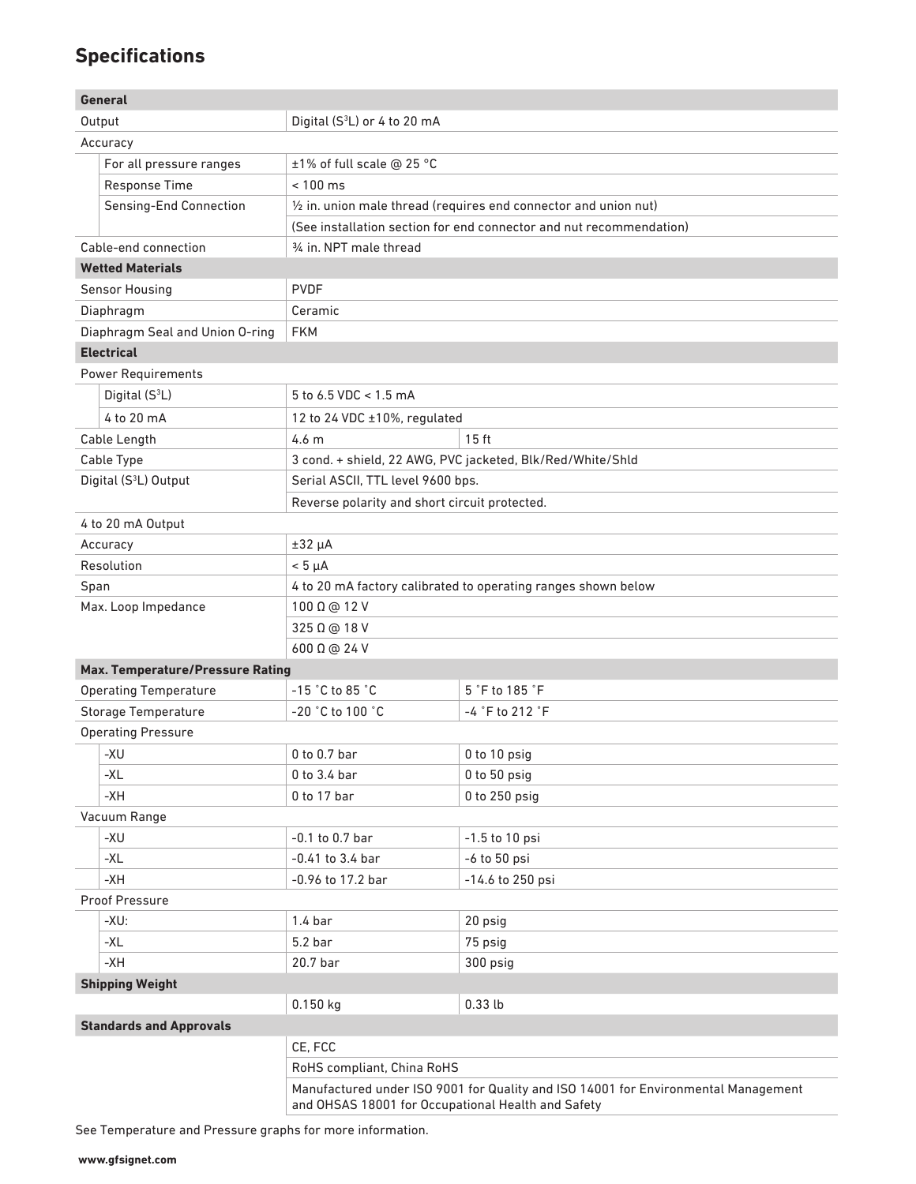## Specifications

| General | | |
|---|---|---|
| Output | Digital ($S^3L$) or 4 to 20 mA | |
| Accuracy | | |
| For all pressure ranges | ±1% of full scale @ 25 °C | |
| Response Time | < 100 ms | |
| Sensing-End Connection | ½ in. union male thread (requires end connector and union nut) | |
| | (See installation section for end connector and nut recommendation) | |
| Cable-end connection | ¾ in. NPT male thread | |
| **Wetted Materials** | | |
| Sensor Housing | PVDF | |
| Diaphragm | Ceramic | |
| Diaphragm Seal and Union O-ring | FKM | |
| **Electrical** | | |
| Power Requirements | | |
| Digital ($S^3L$) | 5 to 6.5 VDC < 1.5 mA | |
| 4 to 20 mA | 12 to 24 VDC ±10%, regulated | |
| Cable Length | 4.6 m | 15 ft |
| Cable Type | 3 cond. + shield, 22 AWG, PVC jacketed, Blk/Red/White/Shld | |
| Digital ($S^3L$) Output | Serial ASCII, TTL level 9600 bps. | |
| | Reverse polarity and short circuit protected. | |
| 4 to 20 mA Output | | |
| Accuracy | ±32 µA | |
| Resolution | < 5 µA | |
| Span | 4 to 20 mA factory calibrated to operating ranges shown below | |
| Max. Loop Impedance | 100 Ω @ 12 V | |
| | 325 Ω @ 18 V | |
| | 600 Ω @ 24 V | |
| **Max. Temperature/Pressure Rating** | | |
| Operating Temperature | -15 °C to 85 °C | 5 °F to 185 °F |
| Storage Temperature | -20 °C to 100 °C | -4 °F to 212 °F |
| Operating Pressure | | |
| -XU | 0 to 0.7 bar | 0 to 10 psig |
| -XL | 0 to 3.4 bar | 0 to 50 psig |
| -XH | 0 to 17 bar | 0 to 250 psig |
| Vacuum Range | | |
| -XU | -0.1 to 0.7 bar | -1.5 to 10 psi |
| -XL | -0.41 to 3.4 bar | -6 to 50 psi |
| -XH | -0.96 to 17.2 bar | -14.6 to 250 psi |
| Proof Pressure | | |
| -XU: | 1.4 bar | 20 psig |
| -XL | 5.2 bar | 75 psig |
| -XH | 20.7 bar | 300 psig |
| **Shipping Weight** | | |
| | 0.150 kg | 0.33 lb |
| **Standards and Approvals** | | |
| | CE, FCC | |
| | RoHS compliant, China RoHS | |
| | Manufactured under ISO 9001 for Quality and ISO 14001 for Environmental Management and OHSAS 18001 for Occupational Health and Safety | |

See Temperature and Pressure graphs for more information.

**www.gfsignet.com**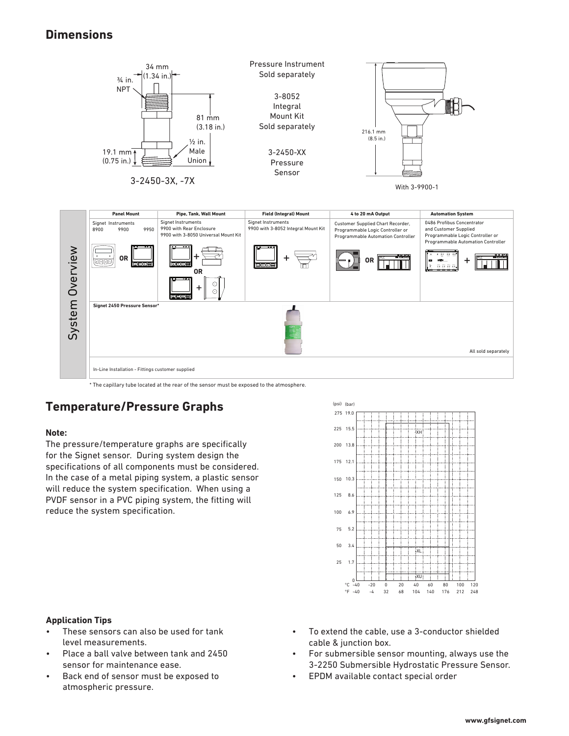## Dimensions

34 mm (1.34 in.)

¾ in. NPT

81 mm (3.18 in.)

½ in. Male Union

19.1 mm (0.75 in.)

3-2450-3X, -7X

Pressure Instrument Sold separately

3-8052 Integral Mount Kit Sold separately

3-2450-XX Pressure Sensor

216.1 mm (8.5 in.)

With 3-9900-1

## System Overview

| Panel Mount | Pipe, Tank, Wall Mount | Field (Integral) Mount | 4 to 20 mA Output | Automation System |
|---|---|---|---|---|
| Signet Instruments 8900 9900 9950 | Signet Instruments 9900 with Rear Enclosure 9900 with 3-8050 Universal Mount Kit | Signet Instruments 9900 with 3-8052 Integral Mount Kit | Customer Supplied Chart Recorder, Programmable Logic Controller or Programmable Automation Controller | 0486 Profibus Concentrator and Customer Supplied Programmable Logic Controller or Programmable Automation Controller |

Signet 2450 Pressure Sensor*

All sold separately

In-Line Installation - Fittings customer supplied

\* The capillary tube located at the rear of the sensor must be exposed to the atmosphere.

## Temperature/Pressure Graphs

**Note:**

The pressure/temperature graphs are specifically for the Signet sensor. During system design the specifications of all components must be considered. In the case of a metal piping system, a plastic sensor will reduce the system specification. When using a PVDF sensor in a PVC piping system, the fitting will reduce the system specification.

(psi) (bar): 275 19.0, 225 15.5, 200 13.8, 175 12.1, 150 10.3, 125 8.6, 100 6.9, 75 5.2, 50 3.4, 25 1.7, 0

°C: -40, -20, 0, 20, 40, 60, 80, 100, 120

°F: -40, -4, 32, 68, 104, 140, 176, 212, 248

XH, XL, XU

**Application Tips**

- These sensors can also be used for tank level measurements.
- Place a ball valve between tank and 2450 sensor for maintenance ease.
- Back end of sensor must be exposed to atmospheric pressure.
- To extend the cable, use a 3-conductor shielded cable & junction box.
- For submersible sensor mounting, always use the 3-2250 Submersible Hydrostatic Pressure Sensor.
- EPDM available contact special order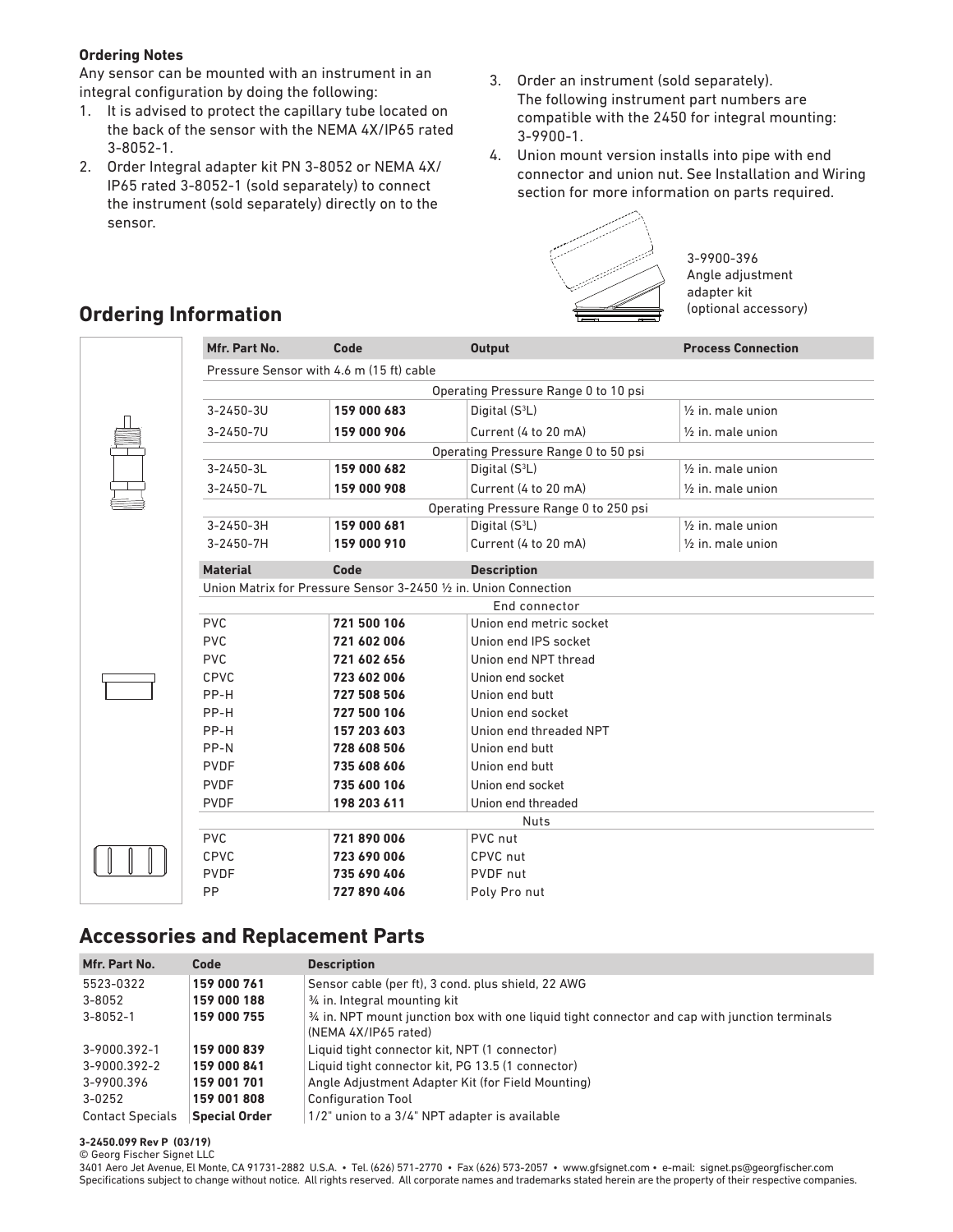**Ordering Notes**

Any sensor can be mounted with an instrument in an integral configuration by doing the following:

1. It is advised to protect the capillary tube located on the back of the sensor with the NEMA 4X/IP65 rated 3-8052-1.
2. Order Integral adapter kit PN 3-8052 or NEMA 4X/IP65 rated 3-8052-1 (sold separately) to connect the instrument (sold separately) directly on to the sensor.
3. Order an instrument (sold separately). The following instrument part numbers are compatible with the 2450 for integral mounting: 3-9900-1.
4. Union mount version installs into pipe with end connector and union nut. See Installation and Wiring section for more information on parts required.

3-9900-396
Angle adjustment adapter kit
(optional accessory)

## Ordering Information

| Mfr. Part No. | Code | Output | Process Connection |
|---|---|---|---|
| Pressure Sensor with 4.6 m (15 ft) cable | | | |
| Operating Pressure Range 0 to 10 psi | | | |
| 3-2450-3U | **159 000 683** | Digital ($S^3L$) | ½ in. male union |
| 3-2450-7U | **159 000 906** | Current (4 to 20 mA) | ½ in. male union |
| Operating Pressure Range 0 to 50 psi | | | |
| 3-2450-3L | **159 000 682** | Digital ($S^3L$) | ½ in. male union |
| 3-2450-7L | **159 000 908** | Current (4 to 20 mA) | ½ in. male union |
| Operating Pressure Range 0 to 250 psi | | | |
| 3-2450-3H | **159 000 681** | Digital ($S^3L$) | ½ in. male union |
| 3-2450-7H | **159 000 910** | Current (4 to 20 mA) | ½ in. male union |

| Material | Code | Description |
|---|---|---|
| Union Matrix for Pressure Sensor 3-2450 ½ in. Union Connection | | |
| End connector | | |
| PVC | **721 500 106** | Union end metric socket |
| PVC | **721 602 006** | Union end IPS socket |
| PVC | **721 602 656** | Union end NPT thread |
| CPVC | **723 602 006** | Union end socket |
| PP-H | **727 508 506** | Union end butt |
| PP-H | **727 500 106** | Union end socket |
| PP-H | **157 203 603** | Union end threaded NPT |
| PP-N | **728 608 506** | Union end butt |
| PVDF | **735 608 606** | Union end butt |
| PVDF | **735 600 106** | Union end socket |
| PVDF | **198 203 611** | Union end threaded |
| Nuts | | |
| PVC | **721 890 006** | PVC nut |
| CPVC | **723 690 006** | CPVC nut |
| PVDF | **735 690 406** | PVDF nut |
| PP | **727 890 406** | Poly Pro nut |

## Accessories and Replacement Parts

| Mfr. Part No. | Code | Description |
|---|---|---|
| 5523-0322 | **159 000 761** | Sensor cable (per ft), 3 cond. plus shield, 22 AWG |
| 3-8052 | **159 000 188** | ¾ in. Integral mounting kit |
| 3-8052-1 | **159 000 755** | ¾ in. NPT mount junction box with one liquid tight connector and cap with junction terminals (NEMA 4X/IP65 rated) |
| 3-9000.392-1 | **159 000 839** | Liquid tight connector kit, NPT (1 connector) |
| 3-9000.392-2 | **159 000 841** | Liquid tight connector kit, PG 13.5 (1 connector) |
| 3-9900.396 | **159 001 701** | Angle Adjustment Adapter Kit (for Field Mounting) |
| 3-0252 | **159 001 808** | Configuration Tool |
| Contact Specials | **Special Order** | 1/2" union to a 3/4" NPT adapter is available |

**3-2450.099 Rev P (03/19)**
© Georg Fischer Signet LLC
3401 Aero Jet Avenue, El Monte, CA 91731-2882 U.S.A. • Tel. (626) 571-2770 • Fax (626) 573-2057 • www.gfsignet.com • e-mail: signet.ps@georgfischer.com
Specifications subject to change without notice. All rights reserved. All corporate names and trademarks stated herein are the property of their respective companies.